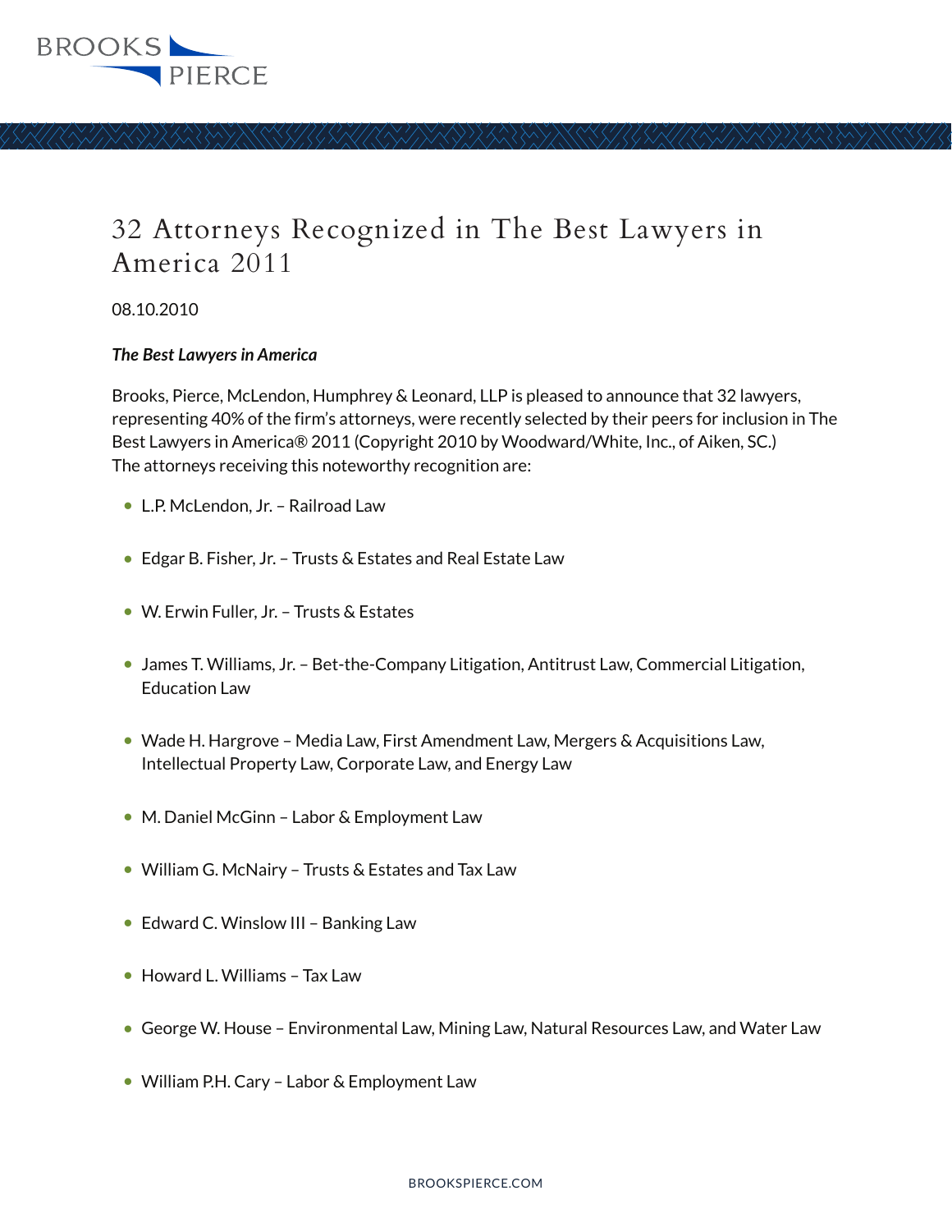# 32 Attorneys Recognized in The Best Lawyers in America 2011

08.10.2010

***The Best Lawyers in America***

Brooks, Pierce, McLendon, Humphrey & Leonard, LLP is pleased to announce that 32 lawyers, representing 40% of the firm's attorneys, were recently selected by their peers for inclusion in The Best Lawyers in America® 2011 (Copyright 2010 by Woodward/White, Inc., of Aiken, SC.) The attorneys receiving this noteworthy recognition are:

- L.P. McLendon, Jr. – Railroad Law
- Edgar B. Fisher, Jr. – Trusts & Estates and Real Estate Law
- W. Erwin Fuller, Jr. – Trusts & Estates
- James T. Williams, Jr. – Bet-the-Company Litigation, Antitrust Law, Commercial Litigation, Education Law
- Wade H. Hargrove – Media Law, First Amendment Law, Mergers & Acquisitions Law, Intellectual Property Law, Corporate Law, and Energy Law
- M. Daniel McGinn – Labor & Employment Law
- William G. McNairy – Trusts & Estates and Tax Law
- Edward C. Winslow III – Banking Law
- Howard L. Williams – Tax Law
- George W. House – Environmental Law, Mining Law, Natural Resources Law, and Water Law
- William P.H. Cary – Labor & Employment Law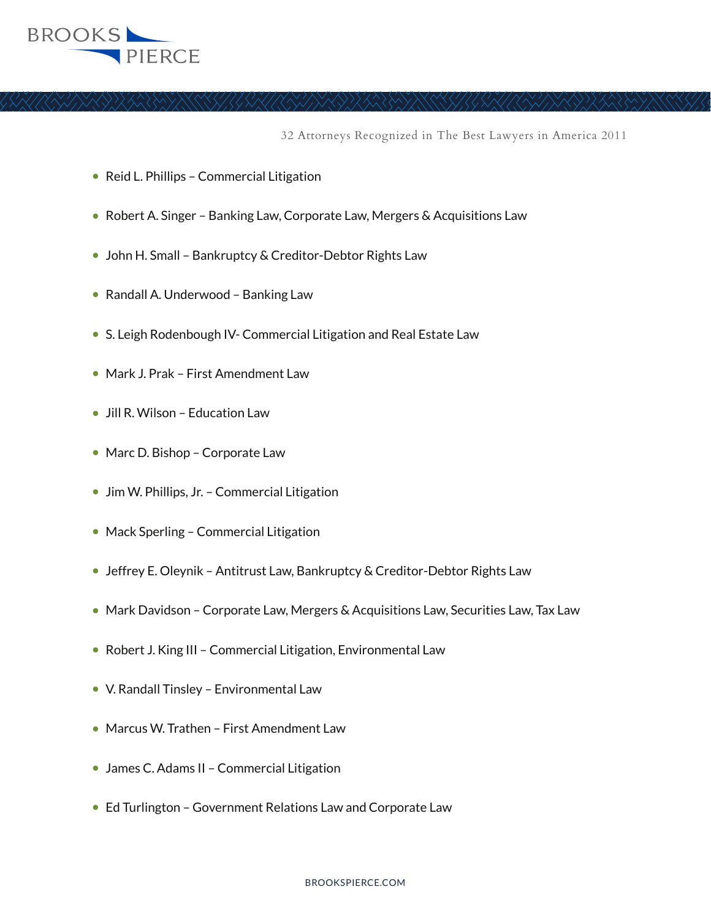- Reid L. Phillips – Commercial Litigation
- Robert A. Singer – Banking Law, Corporate Law, Mergers & Acquisitions Law
- John H. Small – Bankruptcy & Creditor-Debtor Rights Law
- Randall A. Underwood – Banking Law
- S. Leigh Rodenbough IV- Commercial Litigation and Real Estate Law
- Mark J. Prak – First Amendment Law
- Jill R. Wilson – Education Law
- Marc D. Bishop – Corporate Law
- Jim W. Phillips, Jr. – Commercial Litigation
- Mack Sperling – Commercial Litigation
- Jeffrey E. Oleynik – Antitrust Law, Bankruptcy & Creditor-Debtor Rights Law
- Mark Davidson – Corporate Law, Mergers & Acquisitions Law, Securities Law, Tax Law
- Robert J. King III – Commercial Litigation, Environmental Law
- V. Randall Tinsley – Environmental Law
- Marcus W. Trathen – First Amendment Law
- James C. Adams II – Commercial Litigation
- Ed Turlington – Government Relations Law and Corporate Law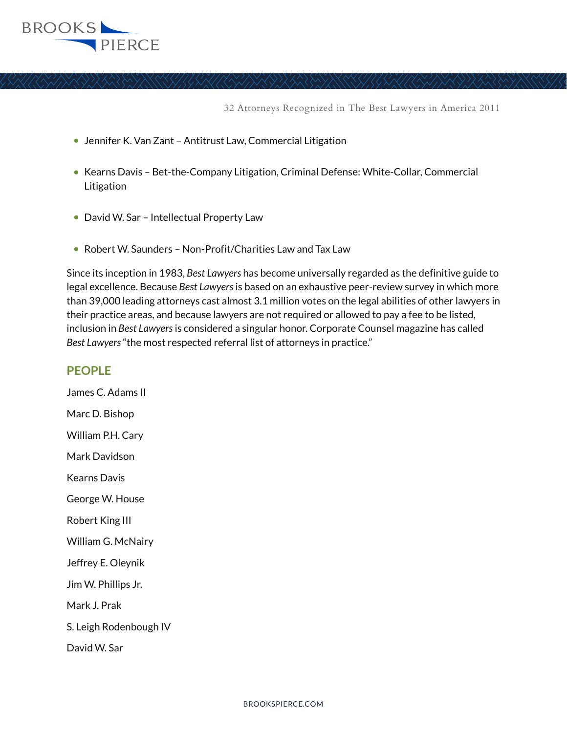- Jennifer K. Van Zant – Antitrust Law, Commercial Litigation
- Kearns Davis – Bet-the-Company Litigation, Criminal Defense: White-Collar, Commercial Litigation
- David W. Sar – Intellectual Property Law
- Robert W. Saunders – Non-Profit/Charities Law and Tax Law

Since its inception in 1983, *Best Lawyers* has become universally regarded as the definitive guide to legal excellence. Because *Best Lawyers* is based on an exhaustive peer-review survey in which more than 39,000 leading attorneys cast almost 3.1 million votes on the legal abilities of other lawyers in their practice areas, and because lawyers are not required or allowed to pay a fee to be listed, inclusion in *Best Lawyers* is considered a singular honor. Corporate Counsel magazine has called *Best Lawyers* "the most respected referral list of attorneys in practice."

## PEOPLE

James C. Adams II

Marc D. Bishop

William P.H. Cary

Mark Davidson

Kearns Davis

George W. House

Robert King III

William G. McNairy

Jeffrey E. Oleynik

Jim W. Phillips Jr.

Mark J. Prak

S. Leigh Rodenbough IV

David W. Sar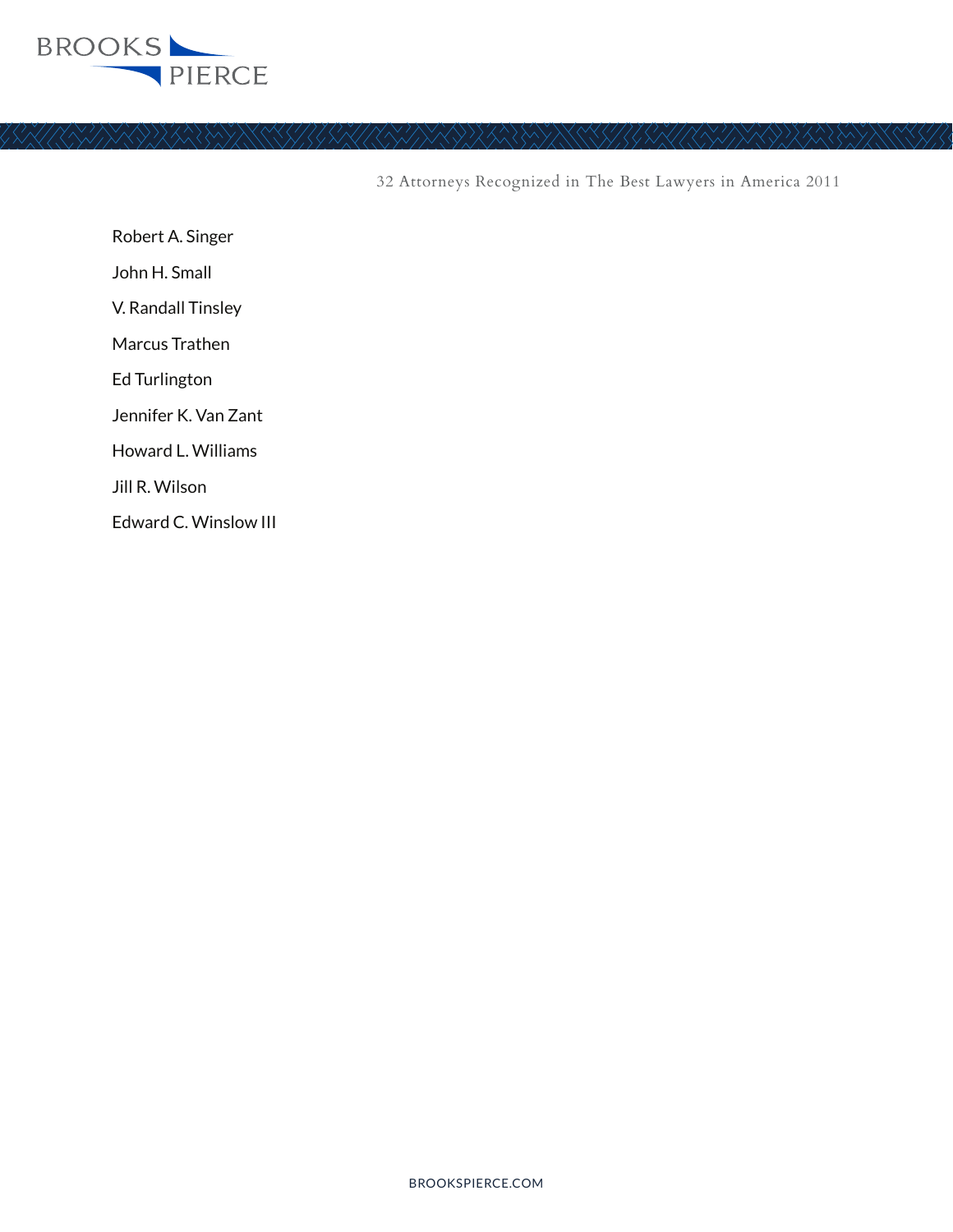- Robert A. Singer
- John H. Small
- V. Randall Tinsley
- Marcus Trathen
- Ed Turlington
- Jennifer K. Van Zant
- Howard L. Williams
- Jill R. Wilson
- Edward C. Winslow III